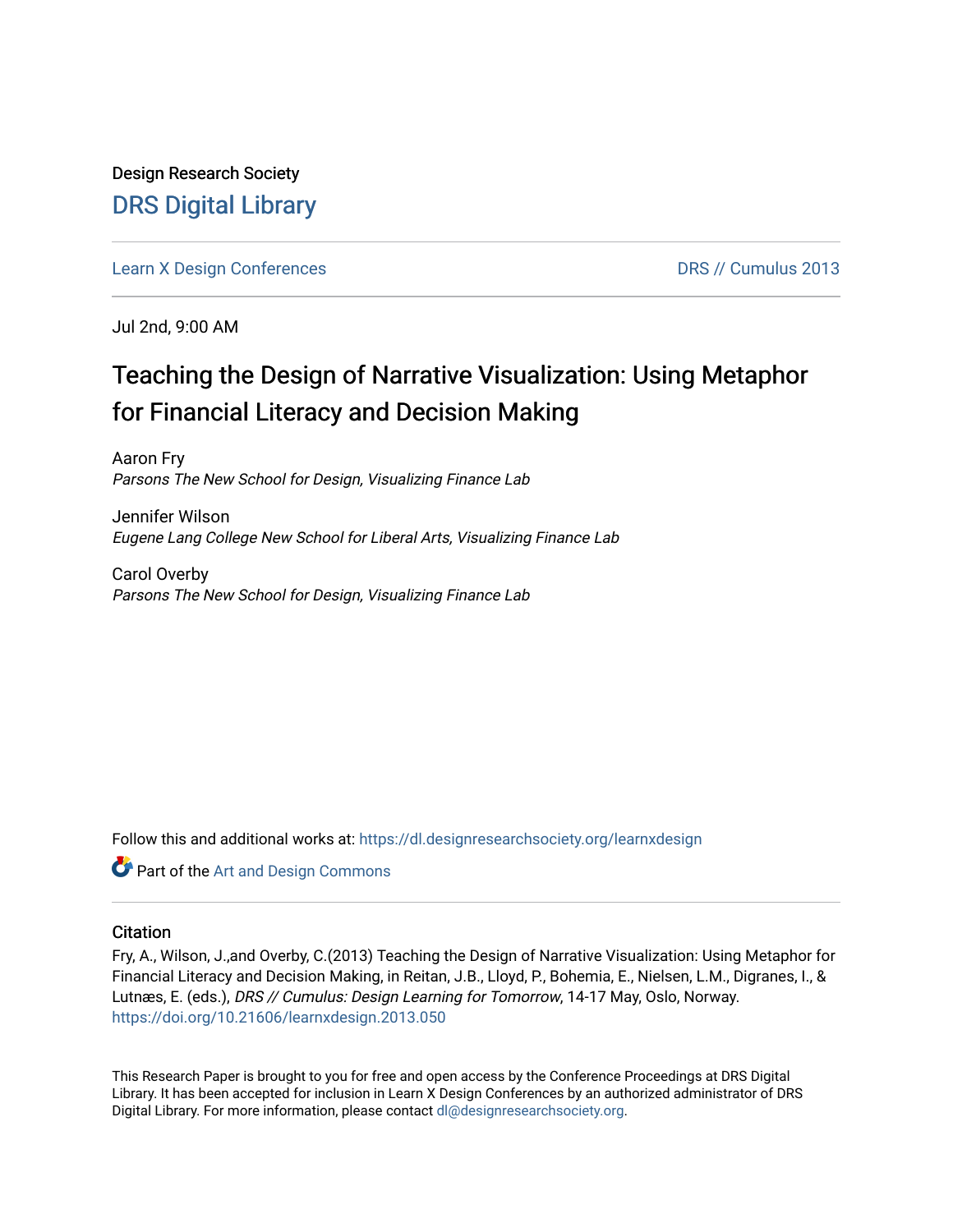Design Research Society

# DRS Digital Library

Learn X Design Conferences | DRS // Cumulus 2013

Jul 2nd, 9:00 AM

# Teaching the Design of Narrative Visualization: Using Metaphor for Financial Literacy and Decision Making

Aaron Fry
*Parsons The New School for Design, Visualizing Finance Lab*

Jennifer Wilson
*Eugene Lang College New School for Liberal Arts, Visualizing Finance Lab*

Carol Overby
*Parsons The New School for Design, Visualizing Finance Lab*

Follow this and additional works at: https://dl.designresearchsociety.org/learnxdesign

Part of the Art and Design Commons

## Citation

Fry, A., Wilson, J.,and Overby, C.(2013) Teaching the Design of Narrative Visualization: Using Metaphor for Financial Literacy and Decision Making, in Reitan, J.B., Lloyd, P., Bohemia, E., Nielsen, L.M., Digranes, I., & Lutnæs, E. (eds.), *DRS // Cumulus: Design Learning for Tomorrow*, 14-17 May, Oslo, Norway.
https://doi.org/10.21606/learnxdesign.2013.050

This Research Paper is brought to you for free and open access by the Conference Proceedings at DRS Digital Library. It has been accepted for inclusion in Learn X Design Conferences by an authorized administrator of DRS Digital Library. For more information, please contact dl@designresearchsociety.org.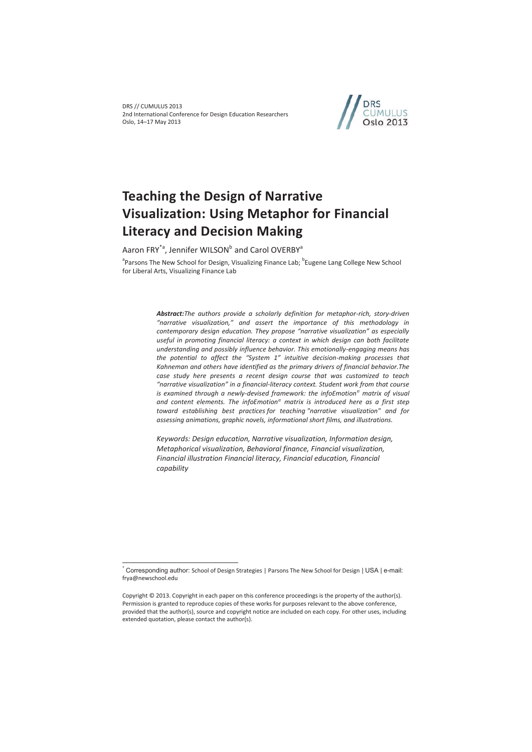# Teaching the Design of Narrative Visualization: Using Metaphor for Financial Literacy and Decision Making

Aaron FRY[*a], Jennifer WILSON[b] and Carol OVERBY[a]

[a]Parsons The New School for Design, Visualizing Finance Lab; [b]Eugene Lang College New School for Liberal Arts, Visualizing Finance Lab

***Abstract:****The authors provide a scholarly definition for metaphor-rich, story-driven "narrative visualization," and assert the importance of this methodology in contemporary design education. They propose "narrative visualization" as especially useful in promoting financial literacy: a context in which design can both facilitate understanding and possibly influence behavior. This emotionally-engaging means has the potential to affect the "System 1" intuitive decision-making processes that Kahneman and others have identified as the primary drivers of financial behavior.The case study here presents a recent design course that was customized to teach "narrative visualization" in a financial-literacy context. Student work from that course is examined through a newly-devised framework: the infoEmotion© matrix of visual and content elements. The infoEmotion© matrix is introduced here as a first step toward establishing best practices for teaching "narrative visualization" and for assessing animations, graphic novels, informational short films, and illustrations.*

*Keywords: Design education, Narrative visualization, Information design, Metaphorical visualization, Behavioral finance, Financial visualization, Financial illustration Financial literacy, Financial education, Financial capability*

[*] Corresponding author: School of Design Strategies | Parsons The New School for Design | USA | e-mail: frya@newschool.edu

Copyright © 2013. Copyright in each paper on this conference proceedings is the property of the author(s). Permission is granted to reproduce copies of these works for purposes relevant to the above conference, provided that the author(s), source and copyright notice are included on each copy. For other uses, including extended quotation, please contact the author(s).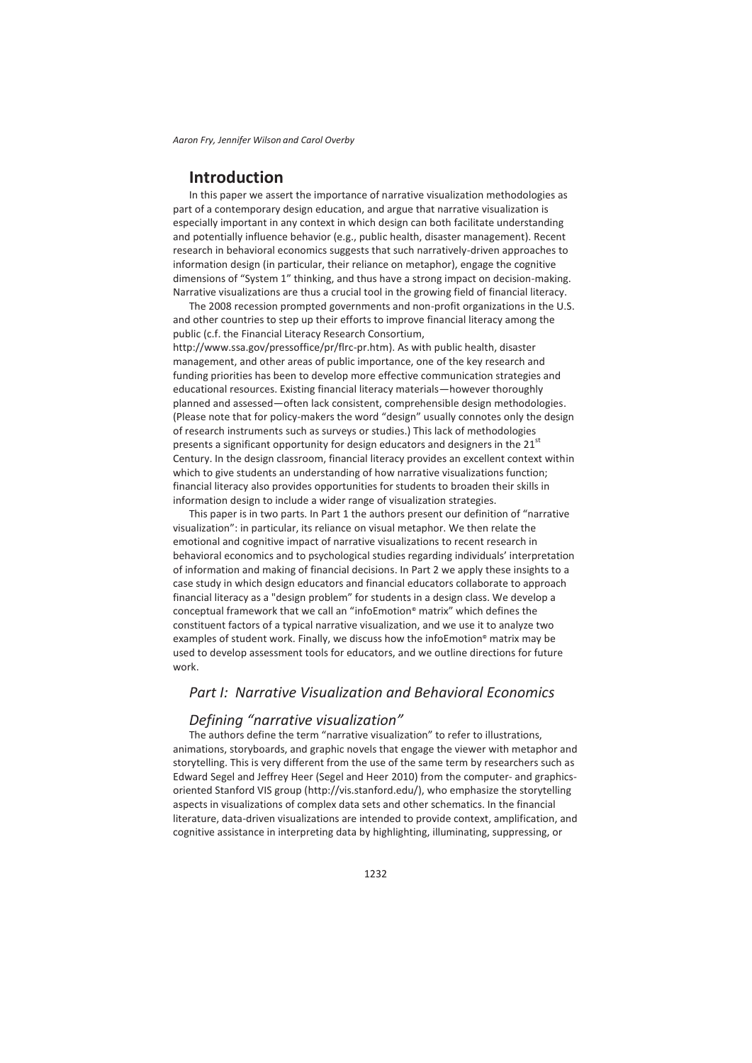## Introduction

In this paper we assert the importance of narrative visualization methodologies as part of a contemporary design education, and argue that narrative visualization is especially important in any context in which design can both facilitate understanding and potentially influence behavior (e.g., public health, disaster management). Recent research in behavioral economics suggests that such narratively-driven approaches to information design (in particular, their reliance on metaphor), engage the cognitive dimensions of "System 1" thinking, and thus have a strong impact on decision-making. Narrative visualizations are thus a crucial tool in the growing field of financial literacy.

The 2008 recession prompted governments and non-profit organizations in the U.S. and other countries to step up their efforts to improve financial literacy among the public (c.f. the Financial Literacy Research Consortium, http://www.ssa.gov/pressoffice/pr/flrc-pr.htm). As with public health, disaster management, and other areas of public importance, one of the key research and funding priorities has been to develop more effective communication strategies and educational resources. Existing financial literacy materials—however thoroughly planned and assessed—often lack consistent, comprehensible design methodologies. (Please note that for policy-makers the word "design" usually connotes only the design of research instruments such as surveys or studies.) This lack of methodologies presents a significant opportunity for design educators and designers in the 21st Century. In the design classroom, financial literacy provides an excellent context within which to give students an understanding of how narrative visualizations function; financial literacy also provides opportunities for students to broaden their skills in information design to include a wider range of visualization strategies.

This paper is in two parts. In Part 1 the authors present our definition of "narrative visualization": in particular, its reliance on visual metaphor. We then relate the emotional and cognitive impact of narrative visualizations to recent research in behavioral economics and to psychological studies regarding individuals' interpretation of information and making of financial decisions. In Part 2 we apply these insights to a case study in which design educators and financial educators collaborate to approach financial literacy as a "design problem" for students in a design class. We develop a conceptual framework that we call an "infoEmotion® matrix" which defines the constituent factors of a typical narrative visualization, and we use it to analyze two examples of student work. Finally, we discuss how the infoEmotion® matrix may be used to develop assessment tools for educators, and we outline directions for future work.

### *Part I: Narrative Visualization and Behavioral Economics*

### *Defining "narrative visualization"*

The authors define the term "narrative visualization" to refer to illustrations, animations, storyboards, and graphic novels that engage the viewer with metaphor and storytelling. This is very different from the use of the same term by researchers such as Edward Segel and Jeffrey Heer (Segel and Heer 2010) from the computer- and graphics-oriented Stanford VIS group (http://vis.stanford.edu/), who emphasize the storytelling aspects in visualizations of complex data sets and other schematics. In the financial literature, data-driven visualizations are intended to provide context, amplification, and cognitive assistance in interpreting data by highlighting, illuminating, suppressing, or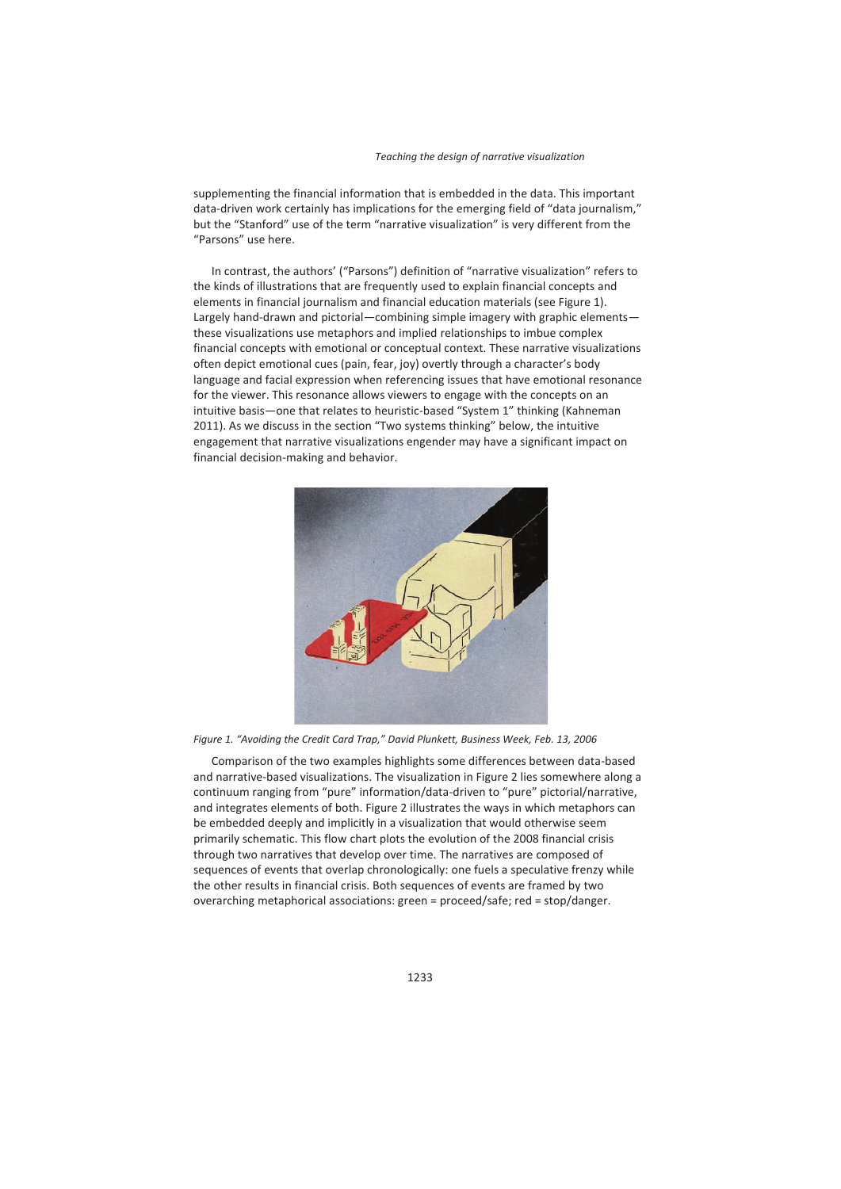supplementing the financial information that is embedded in the data. This important data-driven work certainly has implications for the emerging field of "data journalism," but the "Stanford" use of the term "narrative visualization" is very different from the "Parsons" use here.

In contrast, the authors' ("Parsons") definition of "narrative visualization" refers to the kinds of illustrations that are frequently used to explain financial concepts and elements in financial journalism and financial education materials (see Figure 1). Largely hand-drawn and pictorial—combining simple imagery with graphic elements—these visualizations use metaphors and implied relationships to imbue complex financial concepts with emotional or conceptual context. These narrative visualizations often depict emotional cues (pain, fear, joy) overtly through a character's body language and facial expression when referencing issues that have emotional resonance for the viewer. This resonance allows viewers to engage with the concepts on an intuitive basis—one that relates to heuristic-based "System 1" thinking (Kahneman 2011). As we discuss in the section "Two systems thinking" below, the intuitive engagement that narrative visualizations engender may have a significant impact on financial decision-making and behavior.

*Figure 1. "Avoiding the Credit Card Trap," David Plunkett, Business Week, Feb. 13, 2006*

Comparison of the two examples highlights some differences between data-based and narrative-based visualizations. The visualization in Figure 2 lies somewhere along a continuum ranging from "pure" information/data-driven to "pure" pictorial/narrative, and integrates elements of both. Figure 2 illustrates the ways in which metaphors can be embedded deeply and implicitly in a visualization that would otherwise seem primarily schematic. This flow chart plots the evolution of the 2008 financial crisis through two narratives that develop over time. The narratives are composed of sequences of events that overlap chronologically: one fuels a speculative frenzy while the other results in financial crisis. Both sequences of events are framed by two overarching metaphorical associations: green = proceed/safe; red = stop/danger.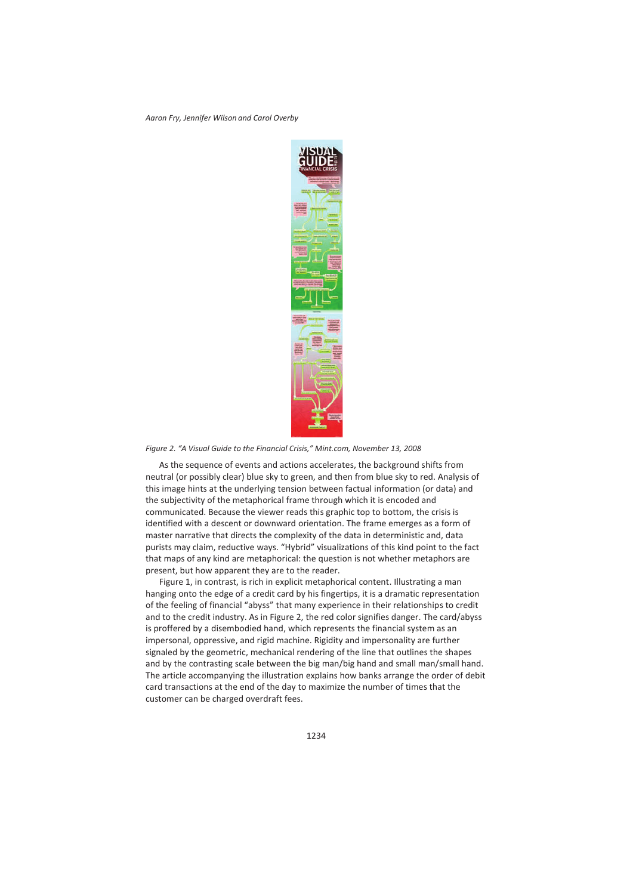*Figure 2. "A Visual Guide to the Financial Crisis," Mint.com, November 13, 2008*

As the sequence of events and actions accelerates, the background shifts from neutral (or possibly clear) blue sky to green, and then from blue sky to red. Analysis of this image hints at the underlying tension between factual information (or data) and the subjectivity of the metaphorical frame through which it is encoded and communicated. Because the viewer reads this graphic top to bottom, the crisis is identified with a descent or downward orientation. The frame emerges as a form of master narrative that directs the complexity of the data in deterministic and, data purists may claim, reductive ways. "Hybrid" visualizations of this kind point to the fact that maps of any kind are metaphorical: the question is not whether metaphors are present, but how apparent they are to the reader.

Figure 1, in contrast, is rich in explicit metaphorical content. Illustrating a man hanging onto the edge of a credit card by his fingertips, it is a dramatic representation of the feeling of financial "abyss" that many experience in their relationships to credit and to the credit industry. As in Figure 2, the red color signifies danger. The card/abyss is proffered by a disembodied hand, which represents the financial system as an impersonal, oppressive, and rigid machine. Rigidity and impersonality are further signaled by the geometric, mechanical rendering of the line that outlines the shapes and by the contrasting scale between the big man/big hand and small man/small hand. The article accompanying the illustration explains how banks arrange the order of debit card transactions at the end of the day to maximize the number of times that the customer can be charged overdraft fees.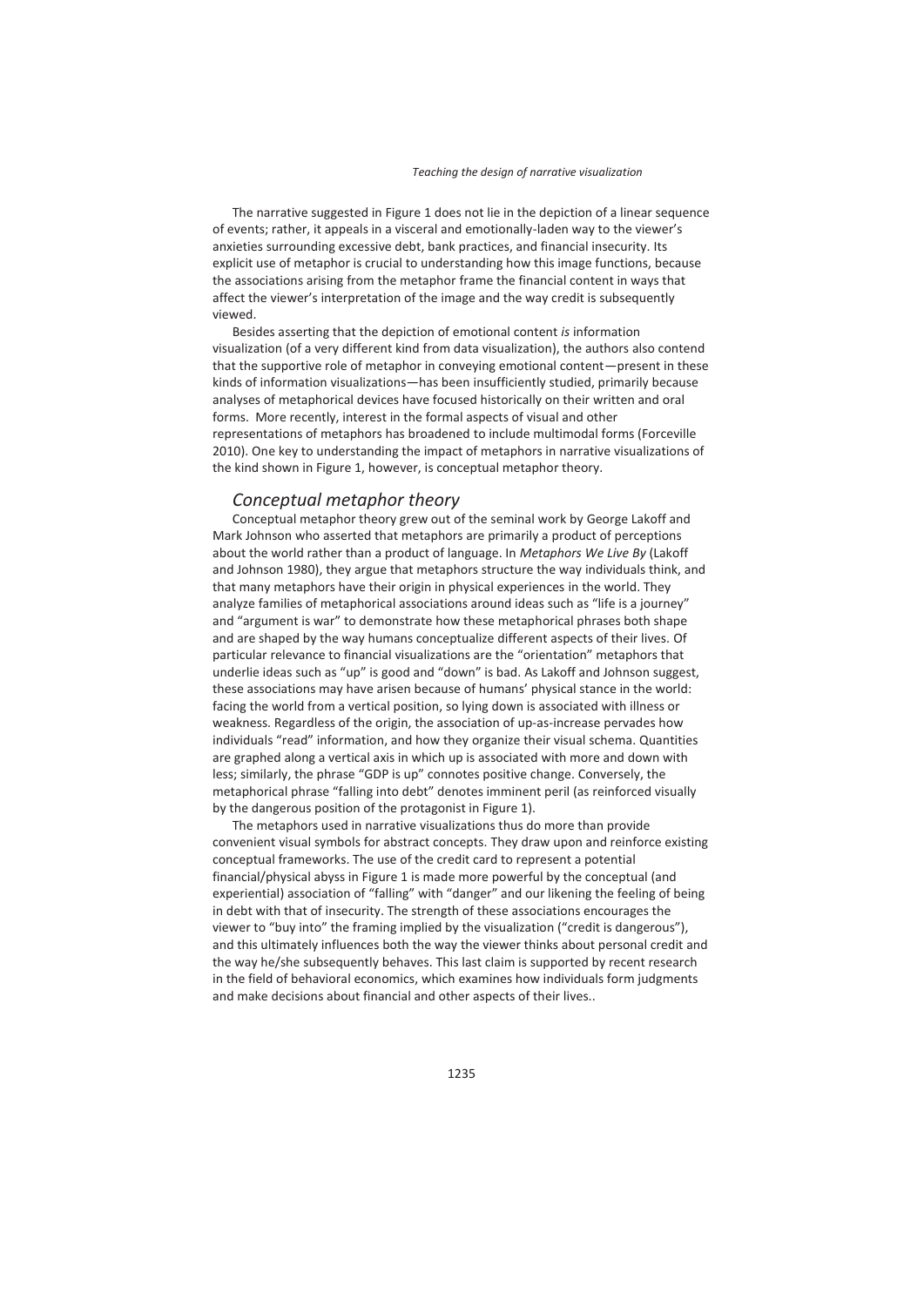The narrative suggested in Figure 1 does not lie in the depiction of a linear sequence of events; rather, it appeals in a visceral and emotionally-laden way to the viewer's anxieties surrounding excessive debt, bank practices, and financial insecurity. Its explicit use of metaphor is crucial to understanding how this image functions, because the associations arising from the metaphor frame the financial content in ways that affect the viewer's interpretation of the image and the way credit is subsequently viewed.

Besides asserting that the depiction of emotional content *is* information visualization (of a very different kind from data visualization), the authors also contend that the supportive role of metaphor in conveying emotional content—present in these kinds of information visualizations—has been insufficiently studied, primarily because analyses of metaphorical devices have focused historically on their written and oral forms. More recently, interest in the formal aspects of visual and other representations of metaphors has broadened to include multimodal forms (Forceville 2010). One key to understanding the impact of metaphors in narrative visualizations of the kind shown in Figure 1, however, is conceptual metaphor theory.

## *Conceptual metaphor theory*

Conceptual metaphor theory grew out of the seminal work by George Lakoff and Mark Johnson who asserted that metaphors are primarily a product of perceptions about the world rather than a product of language. In *Metaphors We Live By* (Lakoff and Johnson 1980), they argue that metaphors structure the way individuals think, and that many metaphors have their origin in physical experiences in the world. They analyze families of metaphorical associations around ideas such as "life is a journey" and "argument is war" to demonstrate how these metaphorical phrases both shape and are shaped by the way humans conceptualize different aspects of their lives. Of particular relevance to financial visualizations are the "orientation" metaphors that underlie ideas such as "up" is good and "down" is bad. As Lakoff and Johnson suggest, these associations may have arisen because of humans' physical stance in the world: facing the world from a vertical position, so lying down is associated with illness or weakness. Regardless of the origin, the association of up-as-increase pervades how individuals "read" information, and how they organize their visual schema. Quantities are graphed along a vertical axis in which up is associated with more and down with less; similarly, the phrase "GDP is up" connotes positive change. Conversely, the metaphorical phrase "falling into debt" denotes imminent peril (as reinforced visually by the dangerous position of the protagonist in Figure 1).

The metaphors used in narrative visualizations thus do more than provide convenient visual symbols for abstract concepts. They draw upon and reinforce existing conceptual frameworks. The use of the credit card to represent a potential financial/physical abyss in Figure 1 is made more powerful by the conceptual (and experiential) association of "falling" with "danger" and our likening the feeling of being in debt with that of insecurity. The strength of these associations encourages the viewer to "buy into" the framing implied by the visualization ("credit is dangerous"), and this ultimately influences both the way the viewer thinks about personal credit and the way he/she subsequently behaves. This last claim is supported by recent research in the field of behavioral economics, which examines how individuals form judgments and make decisions about financial and other aspects of their lives..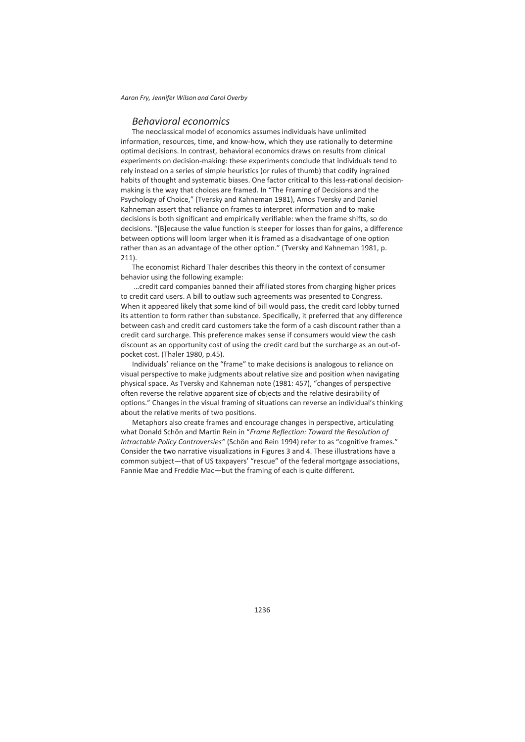## *Behavioral economics*

The neoclassical model of economics assumes individuals have unlimited information, resources, time, and know-how, which they use rationally to determine optimal decisions. In contrast, behavioral economics draws on results from clinical experiments on decision-making: these experiments conclude that individuals tend to rely instead on a series of simple heuristics (or rules of thumb) that codify ingrained habits of thought and systematic biases. One factor critical to this less-rational decision-making is the way that choices are framed. In "The Framing of Decisions and the Psychology of Choice," (Tversky and Kahneman 1981), Amos Tversky and Daniel Kahneman assert that reliance on frames to interpret information and to make decisions is both significant and empirically verifiable: when the frame shifts, so do decisions. "[B]ecause the value function is steeper for losses than for gains, a difference between options will loom larger when it is framed as a disadvantage of one option rather than as an advantage of the other option." (Tversky and Kahneman 1981, p. 211).

The economist Richard Thaler describes this theory in the context of consumer behavior using the following example:

…credit card companies banned their affiliated stores from charging higher prices to credit card users. A bill to outlaw such agreements was presented to Congress. When it appeared likely that some kind of bill would pass, the credit card lobby turned its attention to form rather than substance. Specifically, it preferred that any difference between cash and credit card customers take the form of a cash discount rather than a credit card surcharge. This preference makes sense if consumers would view the cash discount as an opportunity cost of using the credit card but the surcharge as an out-of-pocket cost. (Thaler 1980, p.45).

Individuals' reliance on the "frame" to make decisions is analogous to reliance on visual perspective to make judgments about relative size and position when navigating physical space. As Tversky and Kahneman note (1981: 457), "changes of perspective often reverse the relative apparent size of objects and the relative desirability of options." Changes in the visual framing of situations can reverse an individual's thinking about the relative merits of two positions.

Metaphors also create frames and encourage changes in perspective, articulating what Donald Schön and Martin Rein in "*Frame Reflection: Toward the Resolution of Intractable Policy Controversies"* (Schön and Rein 1994) refer to as "cognitive frames." Consider the two narrative visualizations in Figures 3 and 4. These illustrations have a common subject—that of US taxpayers' "rescue" of the federal mortgage associations, Fannie Mae and Freddie Mac—but the framing of each is quite different.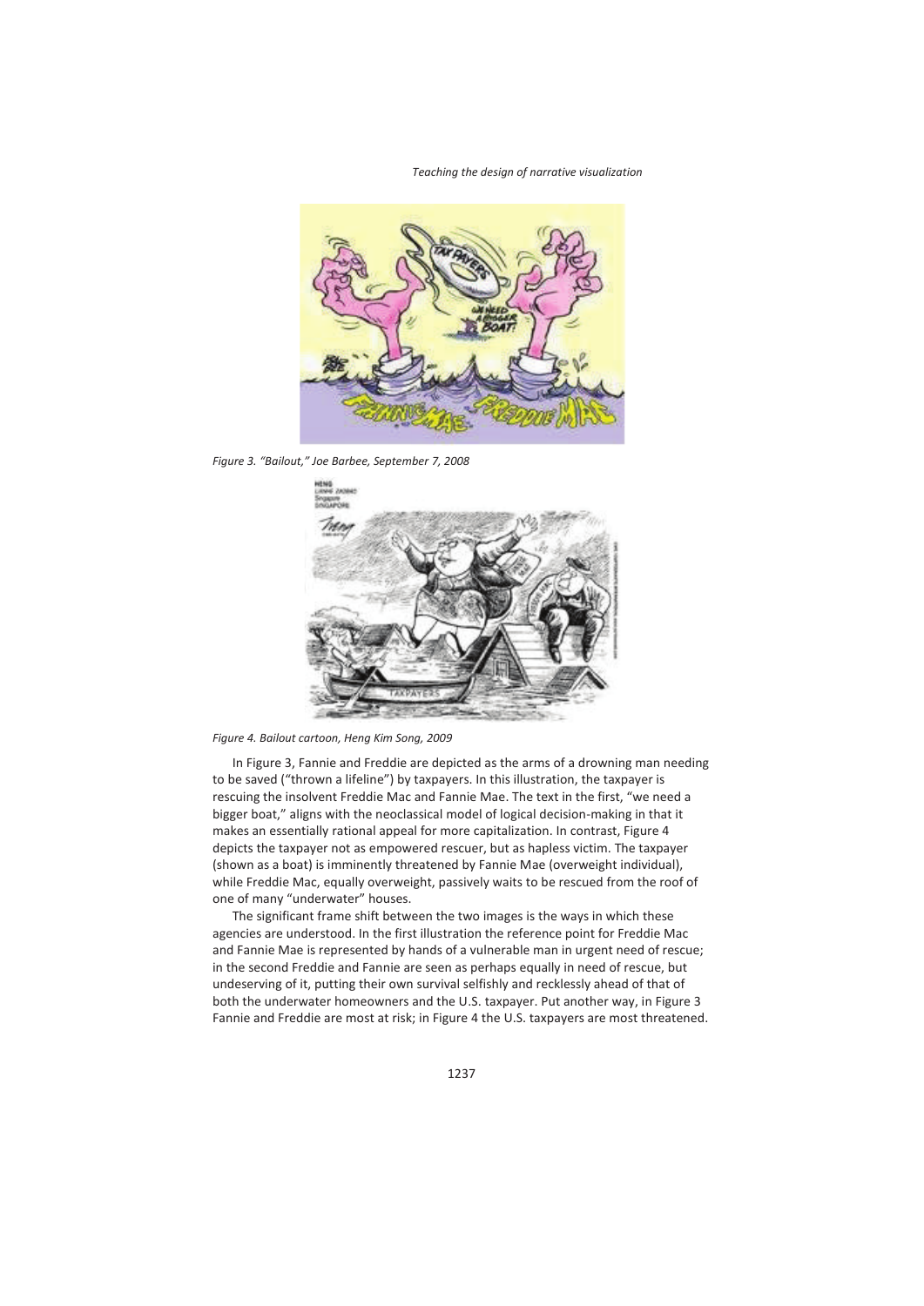*Figure 3. "Bailout," Joe Barbee, September 7, 2008*

*Figure 4. Bailout cartoon, Heng Kim Song, 2009*

In Figure 3, Fannie and Freddie are depicted as the arms of a drowning man needing to be saved ("thrown a lifeline") by taxpayers. In this illustration, the taxpayer is rescuing the insolvent Freddie Mac and Fannie Mae. The text in the first, "we need a bigger boat," aligns with the neoclassical model of logical decision-making in that it makes an essentially rational appeal for more capitalization. In contrast, Figure 4 depicts the taxpayer not as empowered rescuer, but as hapless victim. The taxpayer (shown as a boat) is imminently threatened by Fannie Mae (overweight individual), while Freddie Mac, equally overweight, passively waits to be rescued from the roof of one of many "underwater" houses.

The significant frame shift between the two images is the ways in which these agencies are understood. In the first illustration the reference point for Freddie Mac and Fannie Mae is represented by hands of a vulnerable man in urgent need of rescue; in the second Freddie and Fannie are seen as perhaps equally in need of rescue, but undeserving of it, putting their own survival selfishly and recklessly ahead of that of both the underwater homeowners and the U.S. taxpayer. Put another way, in Figure 3 Fannie and Freddie are most at risk; in Figure 4 the U.S. taxpayers are most threatened.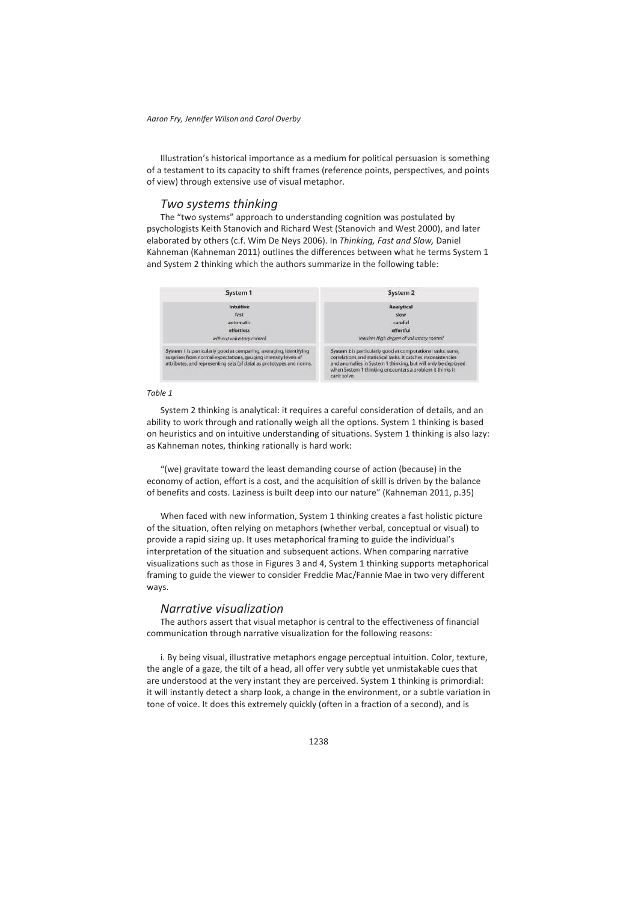Illustration's historical importance as a medium for political persuasion is something of a testament to its capacity to shift frames (reference points, perspectives, and points of view) through extensive use of visual metaphor.

## *Two systems thinking*

The "two systems" approach to understanding cognition was postulated by psychologists Keith Stanovich and Richard West (Stanovich and West 2000), and later elaborated by others (c.f. Wim De Neys 2006). In *Thinking, Fast and Slow,* Daniel Kahneman (Kahneman 2011) outlines the differences between what he terms System 1 and System 2 thinking which the authors summarize in the following table:

| System 1 | System 2 |
|---|---|
| **Intuitive**<br>fast<br>automatic<br>effortless<br>*without voluntary control* | **Analytical**<br>slow<br>careful<br>effortful<br>*requires high degree of voluntary control* |
| **System 1** is particularly good at comparing, averaging, identifying surprises from normal expectations, gauging intensity levels of attributes, and representing sets (of data) as prototypes and norms. | **System 2** is particularly good at computational tasks: sums, correlations and statistical tasks. It catches inconsistencies and anomalies in System 1 thinking, but will only be deployed when System 1 thinking encounters a problem it thinks it can't solve. |

*Table 1*

System 2 thinking is analytical: it requires a careful consideration of details, and an ability to work through and rationally weigh all the options. System 1 thinking is based on heuristics and on intuitive understanding of situations. System 1 thinking is also lazy: as Kahneman notes, thinking rationally is hard work:

"(we) gravitate toward the least demanding course of action (because) in the economy of action, effort is a cost, and the acquisition of skill is driven by the balance of benefits and costs. Laziness is built deep into our nature" (Kahneman 2011, p.35)

When faced with new information, System 1 thinking creates a fast holistic picture of the situation, often relying on metaphors (whether verbal, conceptual or visual) to provide a rapid sizing up. It uses metaphorical framing to guide the individual's interpretation of the situation and subsequent actions. When comparing narrative visualizations such as those in Figures 3 and 4, System 1 thinking supports metaphorical framing to guide the viewer to consider Freddie Mac/Fannie Mae in two very different ways.

## *Narrative visualization*

The authors assert that visual metaphor is central to the effectiveness of financial communication through narrative visualization for the following reasons:

i. By being visual, illustrative metaphors engage perceptual intuition. Color, texture, the angle of a gaze, the tilt of a head, all offer very subtle yet unmistakable cues that are understood at the very instant they are perceived. System 1 thinking is primordial: it will instantly detect a sharp look, a change in the environment, or a subtle variation in tone of voice. It does this extremely quickly (often in a fraction of a second), and is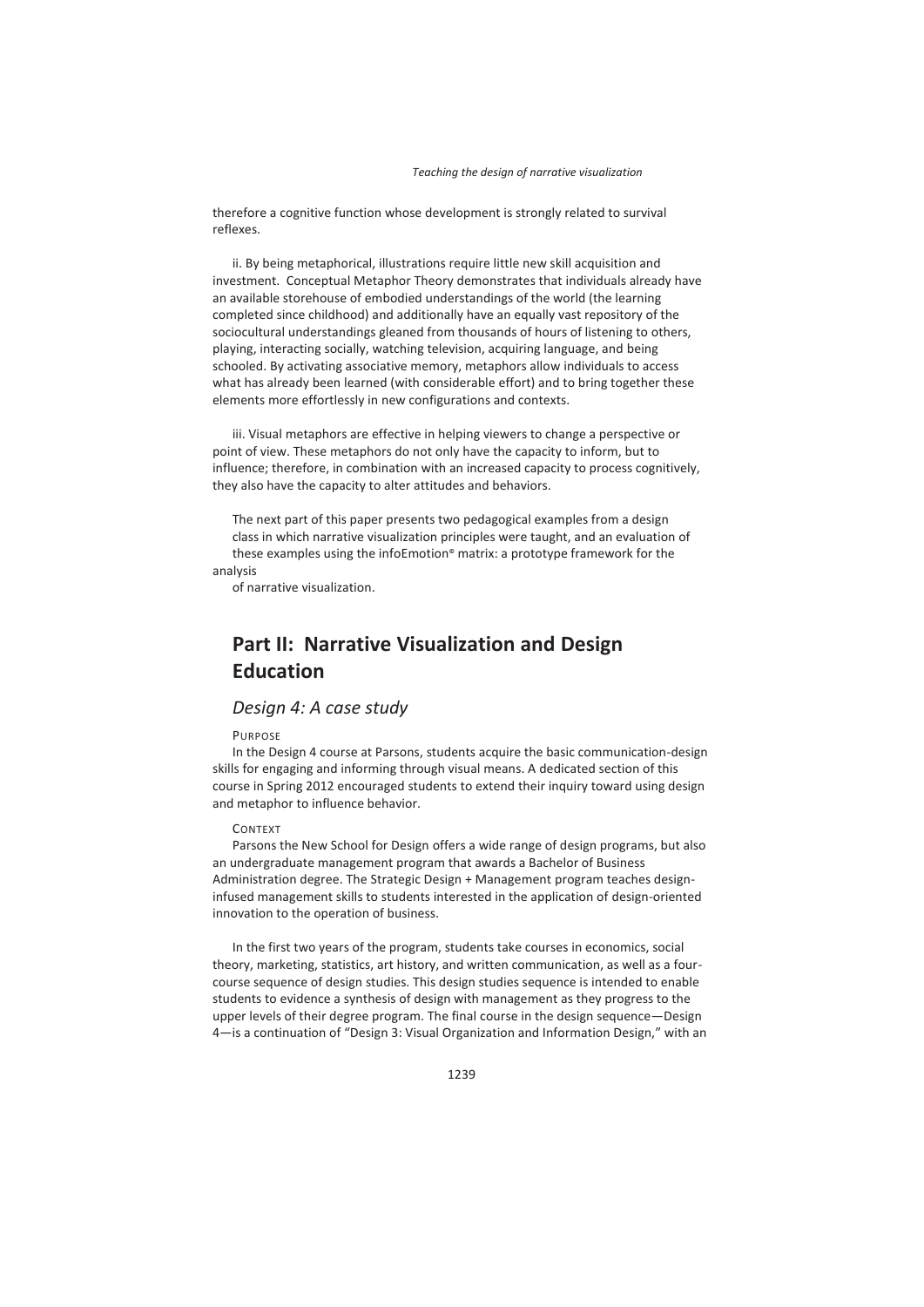therefore a cognitive function whose development is strongly related to survival reflexes.

ii. By being metaphorical, illustrations require little new skill acquisition and investment. Conceptual Metaphor Theory demonstrates that individuals already have an available storehouse of embodied understandings of the world (the learning completed since childhood) and additionally have an equally vast repository of the sociocultural understandings gleaned from thousands of hours of listening to others, playing, interacting socially, watching television, acquiring language, and being schooled. By activating associative memory, metaphors allow individuals to access what has already been learned (with considerable effort) and to bring together these elements more effortlessly in new configurations and contexts.

iii. Visual metaphors are effective in helping viewers to change a perspective or point of view. These metaphors do not only have the capacity to inform, but to influence; therefore, in combination with an increased capacity to process cognitively, they also have the capacity to alter attitudes and behaviors.

The next part of this paper presents two pedagogical examples from a design class in which narrative visualization principles were taught, and an evaluation of these examples using the infoEmotion® matrix: a prototype framework for the analysis of narrative visualization.

## Part II: Narrative Visualization and Design Education

### *Design 4: A case study*

PURPOSE

In the Design 4 course at Parsons, students acquire the basic communication-design skills for engaging and informing through visual means. A dedicated section of this course in Spring 2012 encouraged students to extend their inquiry toward using design and metaphor to influence behavior.

CONTEXT

Parsons the New School for Design offers a wide range of design programs, but also an undergraduate management program that awards a Bachelor of Business Administration degree. The Strategic Design + Management program teaches design-infused management skills to students interested in the application of design-oriented innovation to the operation of business.

In the first two years of the program, students take courses in economics, social theory, marketing, statistics, art history, and written communication, as well as a four-course sequence of design studies. This design studies sequence is intended to enable students to evidence a synthesis of design with management as they progress to the upper levels of their degree program. The final course in the design sequence—Design 4—is a continuation of "Design 3: Visual Organization and Information Design," with an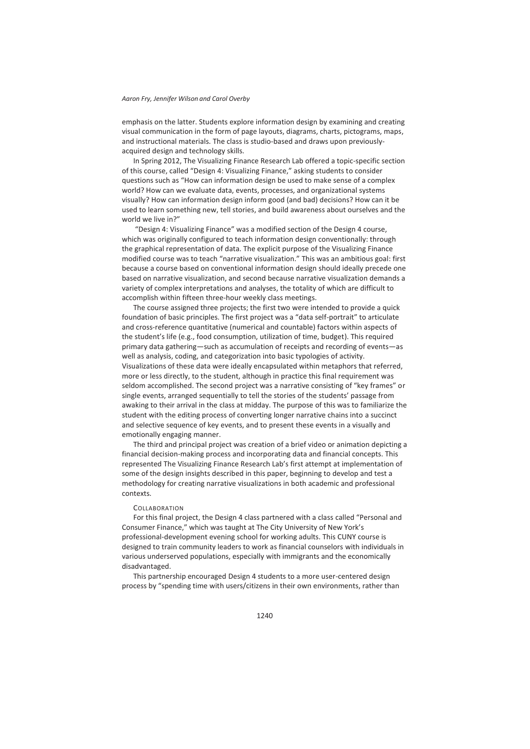emphasis on the latter. Students explore information design by examining and creating visual communication in the form of page layouts, diagrams, charts, pictograms, maps, and instructional materials. The class is studio-based and draws upon previously-acquired design and technology skills.

In Spring 2012, The Visualizing Finance Research Lab offered a topic-specific section of this course, called "Design 4: Visualizing Finance," asking students to consider questions such as "How can information design be used to make sense of a complex world? How can we evaluate data, events, processes, and organizational systems visually? How can information design inform good (and bad) decisions? How can it be used to learn something new, tell stories, and build awareness about ourselves and the world we live in?"

"Design 4: Visualizing Finance" was a modified section of the Design 4 course, which was originally configured to teach information design conventionally: through the graphical representation of data. The explicit purpose of the Visualizing Finance modified course was to teach "narrative visualization." This was an ambitious goal: first because a course based on conventional information design should ideally precede one based on narrative visualization, and second because narrative visualization demands a variety of complex interpretations and analyses, the totality of which are difficult to accomplish within fifteen three-hour weekly class meetings.

The course assigned three projects; the first two were intended to provide a quick foundation of basic principles. The first project was a "data self-portrait" to articulate and cross-reference quantitative (numerical and countable) factors within aspects of the student's life (e.g., food consumption, utilization of time, budget). This required primary data gathering—such as accumulation of receipts and recording of events—as well as analysis, coding, and categorization into basic typologies of activity. Visualizations of these data were ideally encapsulated within metaphors that referred, more or less directly, to the student, although in practice this final requirement was seldom accomplished. The second project was a narrative consisting of "key frames" or single events, arranged sequentially to tell the stories of the students' passage from awaking to their arrival in the class at midday. The purpose of this was to familiarize the student with the editing process of converting longer narrative chains into a succinct and selective sequence of key events, and to present these events in a visually and emotionally engaging manner.

The third and principal project was creation of a brief video or animation depicting a financial decision-making process and incorporating data and financial concepts. This represented The Visualizing Finance Research Lab's first attempt at implementation of some of the design insights described in this paper, beginning to develop and test a methodology for creating narrative visualizations in both academic and professional contexts.

#### Collaboration

For this final project, the Design 4 class partnered with a class called "Personal and Consumer Finance," which was taught at The City University of New York's professional-development evening school for working adults. This CUNY course is designed to train community leaders to work as financial counselors with individuals in various underserved populations, especially with immigrants and the economically disadvantaged.

This partnership encouraged Design 4 students to a more user-centered design process by "spending time with users/citizens in their own environments, rather than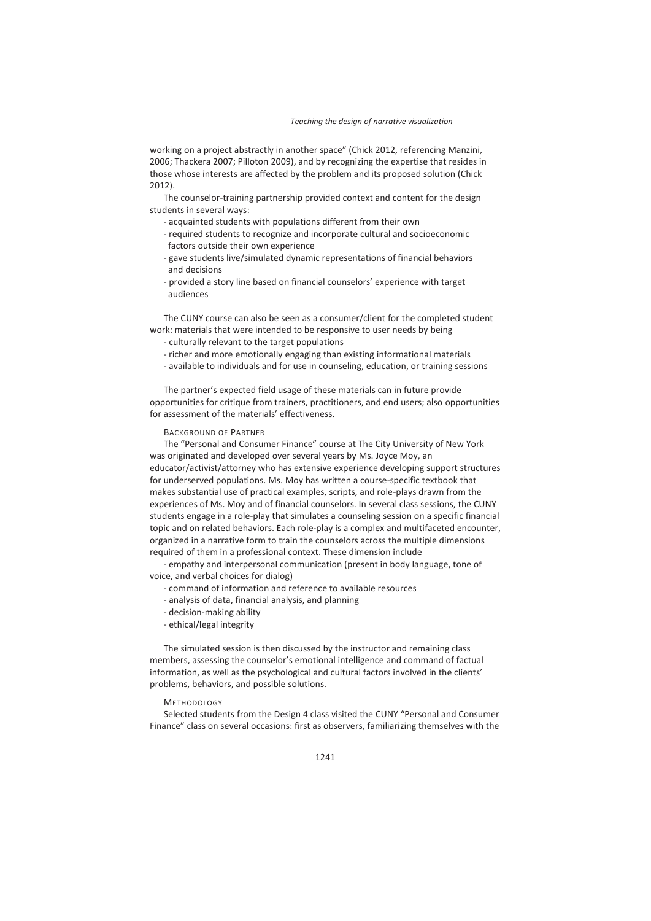working on a project abstractly in another space" (Chick 2012, referencing Manzini, 2006; Thackera 2007; Pilloton 2009), and by recognizing the expertise that resides in those whose interests are affected by the problem and its proposed solution (Chick 2012).

The counselor-training partnership provided context and content for the design students in several ways:

- acquainted students with populations different from their own
- required students to recognize and incorporate cultural and socioeconomic factors outside their own experience
- gave students live/simulated dynamic representations of financial behaviors and decisions
- provided a story line based on financial counselors' experience with target audiences

The CUNY course can also be seen as a consumer/client for the completed student work: materials that were intended to be responsive to user needs by being

- culturally relevant to the target populations
- richer and more emotionally engaging than existing informational materials
- available to individuals and for use in counseling, education, or training sessions

The partner's expected field usage of these materials can in future provide opportunities for critique from trainers, practitioners, and end users; also opportunities for assessment of the materials' effectiveness.

### Background of Partner

The "Personal and Consumer Finance" course at The City University of New York was originated and developed over several years by Ms. Joyce Moy, an educator/activist/attorney who has extensive experience developing support structures for underserved populations. Ms. Moy has written a course-specific textbook that makes substantial use of practical examples, scripts, and role-plays drawn from the experiences of Ms. Moy and of financial counselors. In several class sessions, the CUNY students engage in a role-play that simulates a counseling session on a specific financial topic and on related behaviors. Each role-play is a complex and multifaceted encounter, organized in a narrative form to train the counselors across the multiple dimensions required of them in a professional context. These dimension include

- empathy and interpersonal communication (present in body language, tone of voice, and verbal choices for dialog)
- command of information and reference to available resources
- analysis of data, financial analysis, and planning
- decision-making ability
- ethical/legal integrity

The simulated session is then discussed by the instructor and remaining class members, assessing the counselor's emotional intelligence and command of factual information, as well as the psychological and cultural factors involved in the clients' problems, behaviors, and possible solutions.

### Methodology

Selected students from the Design 4 class visited the CUNY "Personal and Consumer Finance" class on several occasions: first as observers, familiarizing themselves with the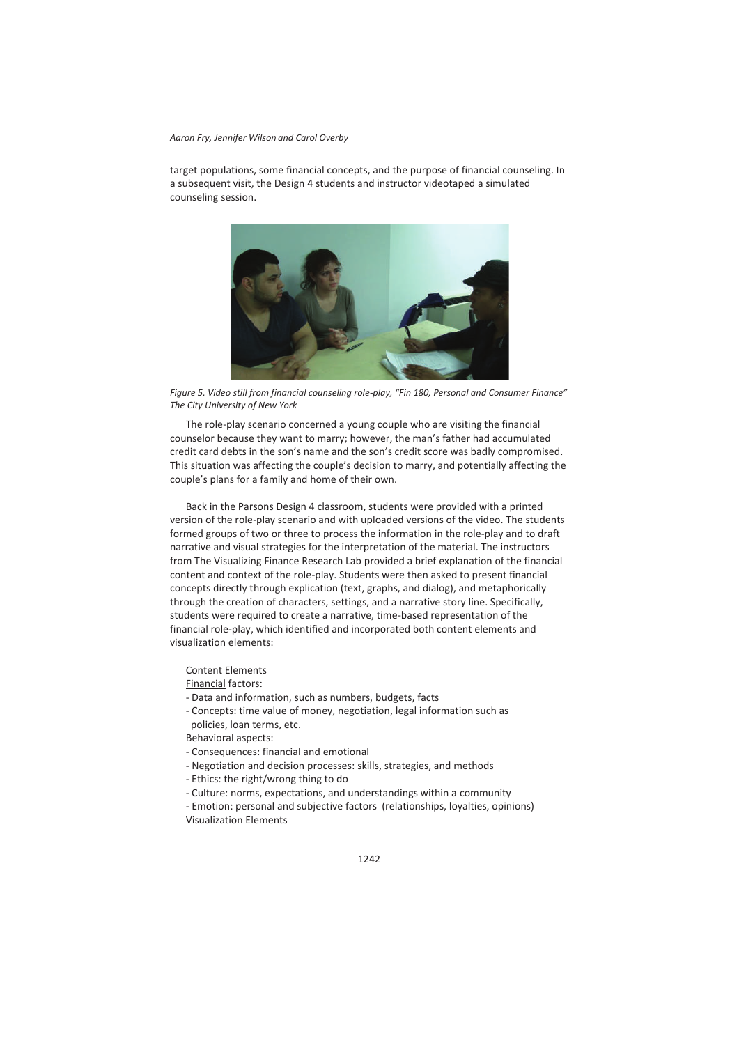target populations, some financial concepts, and the purpose of financial counseling. In a subsequent visit, the Design 4 students and instructor videotaped a simulated counseling session.

*Figure 5. Video still from financial counseling role-play, "Fin 180, Personal and Consumer Finance" The City University of New York*

The role-play scenario concerned a young couple who are visiting the financial counselor because they want to marry; however, the man's father had accumulated credit card debts in the son's name and the son's credit score was badly compromised. This situation was affecting the couple's decision to marry, and potentially affecting the couple's plans for a family and home of their own.

Back in the Parsons Design 4 classroom, students were provided with a printed version of the role-play scenario and with uploaded versions of the video. The students formed groups of two or three to process the information in the role-play and to draft narrative and visual strategies for the interpretation of the material. The instructors from The Visualizing Finance Research Lab provided a brief explanation of the financial content and context of the role-play. Students were then asked to present financial concepts directly through explication (text, graphs, and dialog), and metaphorically through the creation of characters, settings, and a narrative story line. Specifically, students were required to create a narrative, time-based representation of the financial role-play, which identified and incorporated both content elements and visualization elements:

Content Elements

Financial factors:

- Data and information, such as numbers, budgets, facts
- Concepts: time value of money, negotiation, legal information such as policies, loan terms, etc.

Behavioral aspects:

- Consequences: financial and emotional
- Negotiation and decision processes: skills, strategies, and methods
- Ethics: the right/wrong thing to do
- Culture: norms, expectations, and understandings within a community
- Emotion: personal and subjective factors (relationships, loyalties, opinions)

Visualization Elements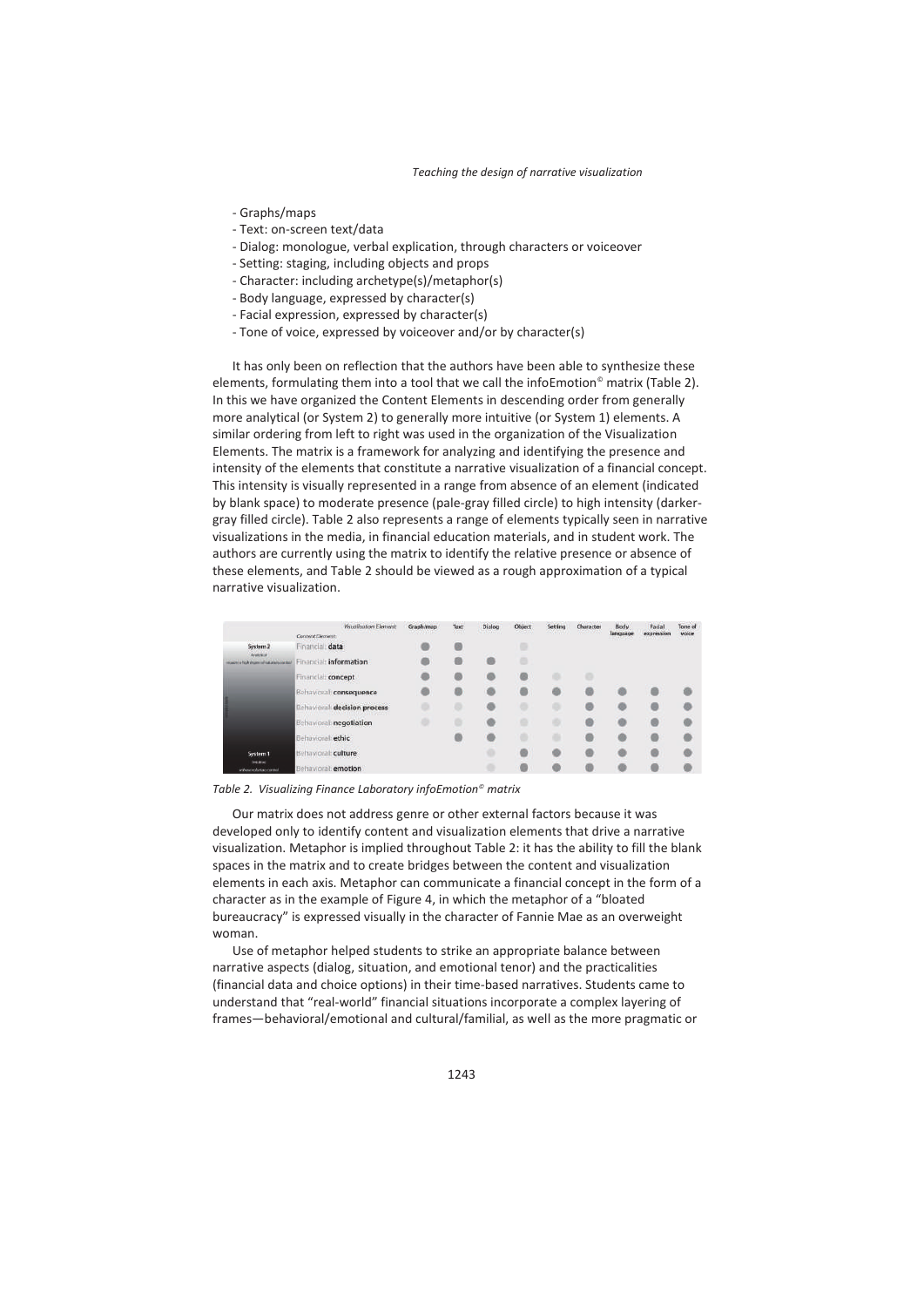- Graphs/maps
- Text: on-screen text/data
- Dialog: monologue, verbal explication, through characters or voiceover
- Setting: staging, including objects and props
- Character: including archetype(s)/metaphor(s)
- Body language, expressed by character(s)
- Facial expression, expressed by character(s)
- Tone of voice, expressed by voiceover and/or by character(s)

It has only been on reflection that the authors have been able to synthesize these elements, formulating them into a tool that we call the infoEmotion© matrix (Table 2). In this we have organized the Content Elements in descending order from generally more analytical (or System 2) to generally more intuitive (or System 1) elements. A similar ordering from left to right was used in the organization of the Visualization Elements. The matrix is a framework for analyzing and identifying the presence and intensity of the elements that constitute a narrative visualization of a financial concept. This intensity is visually represented in a range from absence of an element (indicated by blank space) to moderate presence (pale-gray filled circle) to high intensity (darker-gray filled circle). Table 2 also represents a range of elements typically seen in narrative visualizations in the media, in financial education materials, and in student work. The authors are currently using the matrix to identify the relative presence or absence of these elements, and Table 2 should be viewed as a rough approximation of a typical narrative visualization.

| | Visualization Element: / Content Element: | Graph/map | Text | Dialog | Object | Setting | Character | Body language | Facial expression | Tone of voice |
|---|---|---|---|---|---|---|---|---|---|---|
| System 2 (Analytical) | Financial: **data** | ● | ● | | ○ | | | | | |
| | Financial: **information** | ● | ● | ● | ○ | | | | | |
| | Financial: **concept** | ● | ● | ● | ● | ○ | ○ | | | |
| | Behavioral: **consequence** | ● | ● | ● | ● | ● | ● | ● | ● | ● |
| | Behavioral: **decision process** | ○ | ○ | ● | ○ | ○ | ● | ● | ● | ● |
| | Behavioral: **negotiation** | ○ | ○ | ● | ○ | ○ | ● | ● | ● | ● |
| | Behavioral: **ethic** | | ● | ● | ○ | ○ | ● | ● | ● | ● |
| System 1 (Intuitive) | Behavioral: **culture** | | | ○ | ● | ● | ● | ● | ● | ● |
| | Behavioral: **emotion** | | | ○ | ● | ● | ● | ● | ● | ● |

*Table 2. Visualizing Finance Laboratory infoEmotion© matrix*

Our matrix does not address genre or other external factors because it was developed only to identify content and visualization elements that drive a narrative visualization. Metaphor is implied throughout Table 2: it has the ability to fill the blank spaces in the matrix and to create bridges between the content and visualization elements in each axis. Metaphor can communicate a financial concept in the form of a character as in the example of Figure 4, in which the metaphor of a "bloated bureaucracy" is expressed visually in the character of Fannie Mae as an overweight woman.

Use of metaphor helped students to strike an appropriate balance between narrative aspects (dialog, situation, and emotional tenor) and the practicalities (financial data and choice options) in their time-based narratives. Students came to understand that "real-world" financial situations incorporate a complex layering of frames—behavioral/emotional and cultural/familial, as well as the more pragmatic or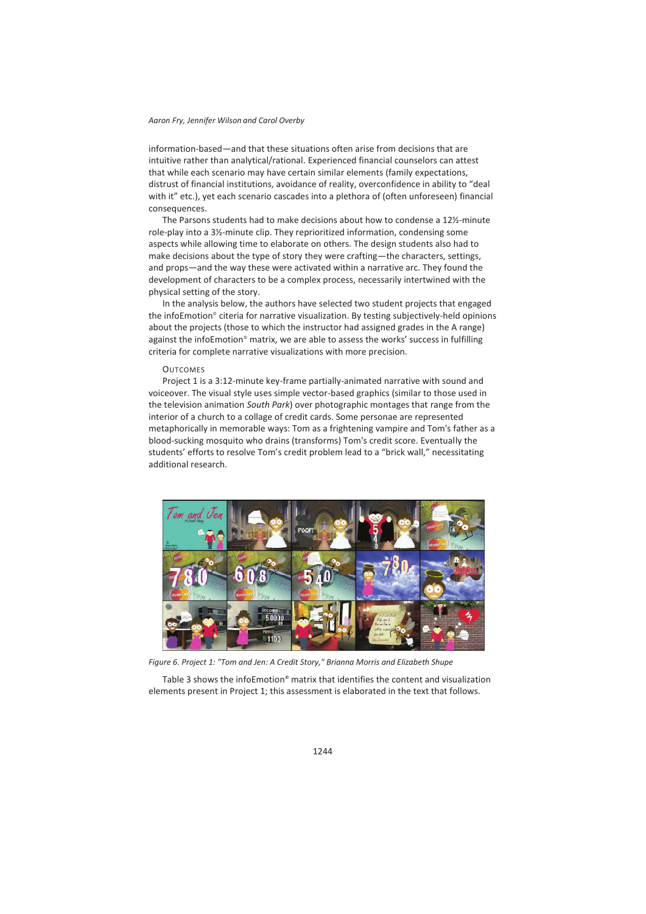information-based—and that these situations often arise from decisions that are intuitive rather than analytical/rational. Experienced financial counselors can attest that while each scenario may have certain similar elements (family expectations, distrust of financial institutions, avoidance of reality, overconfidence in ability to "deal with it" etc.), yet each scenario cascades into a plethora of (often unforeseen) financial consequences.

The Parsons students had to make decisions about how to condense a 12½-minute role-play into a 3½-minute clip. They reprioritized information, condensing some aspects while allowing time to elaborate on others. The design students also had to make decisions about the type of story they were crafting—the characters, settings, and props—and the way these were activated within a narrative arc. They found the development of characters to be a complex process, necessarily intertwined with the physical setting of the story.

In the analysis below, the authors have selected two student projects that engaged the infoEmotion© citeria for narrative visualization. By testing subjectively-held opinions about the projects (those to which the instructor had assigned grades in the A range) against the infoEmotion© matrix, we are able to assess the works' success in fulfilling criteria for complete narrative visualizations with more precision.

## Outcomes

Project 1 is a 3:12-minute key-frame partially-animated narrative with sound and voiceover. The visual style uses simple vector-based graphics (similar to those used in the television animation *South Park*) over photographic montages that range from the interior of a church to a collage of credit cards. Some personae are represented metaphorically in memorable ways: Tom as a frightening vampire and Tom's father as a blood-sucking mosquito who drains (transforms) Tom's credit score. Eventually the students' efforts to resolve Tom's credit problem lead to a "brick wall," necessitating additional research.

*Figure 6. Project 1: "Tom and Jen: A Credit Story," Brianna Morris and Elizabeth Shupe*

Table 3 shows the infoEmotion© matrix that identifies the content and visualization elements present in Project 1; this assessment is elaborated in the text that follows.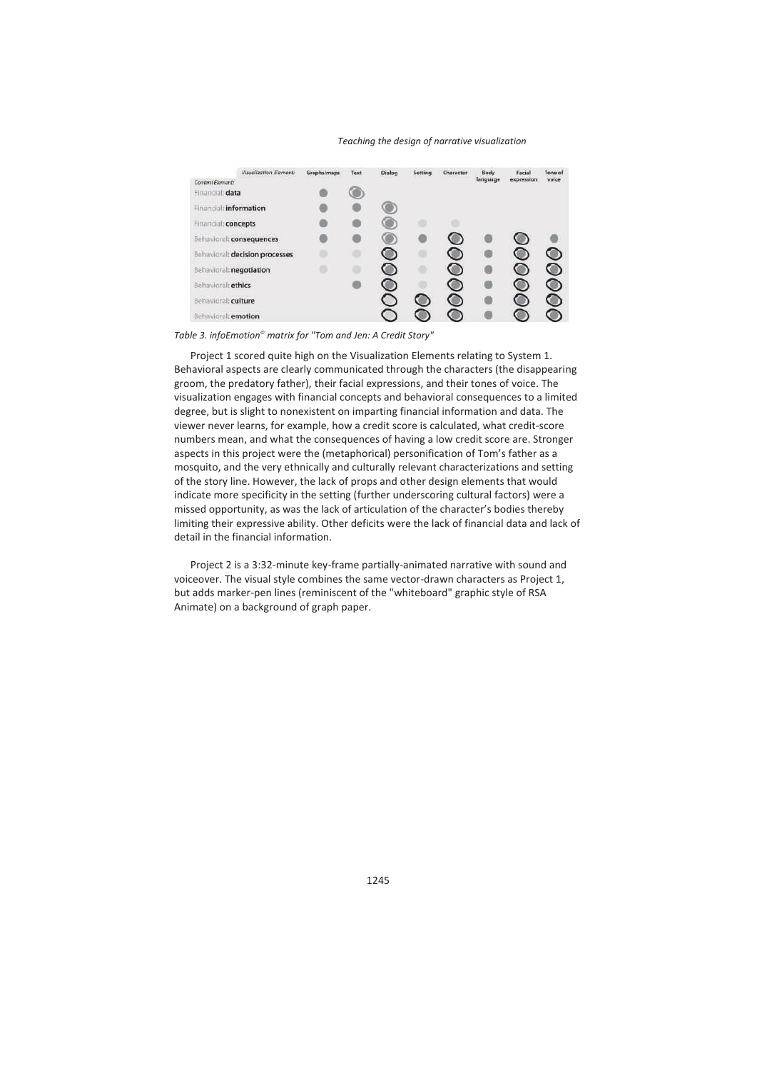| Content Element: \ Visualization Element: | Graphs/maps | Text | Dialog | Setting | Character | Body language | Facial expression | Tone of voice |
|---|---|---|---|---|---|---|---|---|
| Financial: **data** | ● | ◉ | | | | | | |
| Financial: **information** | ● | ● | ◉ | | | | | |
| Financial: **concepts** | ● | ● | ◉ | ◦ | ◦ | | | |
| Behavioral: **consequences** | ● | ● | ◉ | ● | ◉ | ● | ◉ | ● |
| Behavioral: **decision processes** | ◦ | ◦ | ◉ | ◦ | ◉ | ● | ◉ | ◉ |
| Behavioral: **negotiation** | ◦ | ◦ | ◉ | ◦ | ◉ | ● | ◉ | ◉ |
| Behavioral: **ethics** | | ● | ◉ | ◦ | ◉ | ● | ◉ | ◉ |
| Behavioral: **culture** | | | ○ | ◉ | ◉ | ● | ◉ | ◉ |
| Behavioral: **emotion** | | | ○ | ◉ | ◉ | ● | ◉ | ◉ |

*Table 3. infoEmotion© matrix for "Tom and Jen: A Credit Story"*

Project 1 scored quite high on the Visualization Elements relating to System 1. Behavioral aspects are clearly communicated through the characters (the disappearing groom, the predatory father), their facial expressions, and their tones of voice. The visualization engages with financial concepts and behavioral consequences to a limited degree, but is slight to nonexistent on imparting financial information and data. The viewer never learns, for example, how a credit score is calculated, what credit-score numbers mean, and what the consequences of having a low credit score are. Stronger aspects in this project were the (metaphorical) personification of Tom's father as a mosquito, and the very ethnically and culturally relevant characterizations and setting of the story line. However, the lack of props and other design elements that would indicate more specificity in the setting (further underscoring cultural factors) were a missed opportunity, as was the lack of articulation of the character's bodies thereby limiting their expressive ability. Other deficits were the lack of financial data and lack of detail in the financial information.

Project 2 is a 3:32-minute key-frame partially-animated narrative with sound and voiceover. The visual style combines the same vector-drawn characters as Project 1, but adds marker-pen lines (reminiscent of the "whiteboard" graphic style of RSA Animate) on a background of graph paper.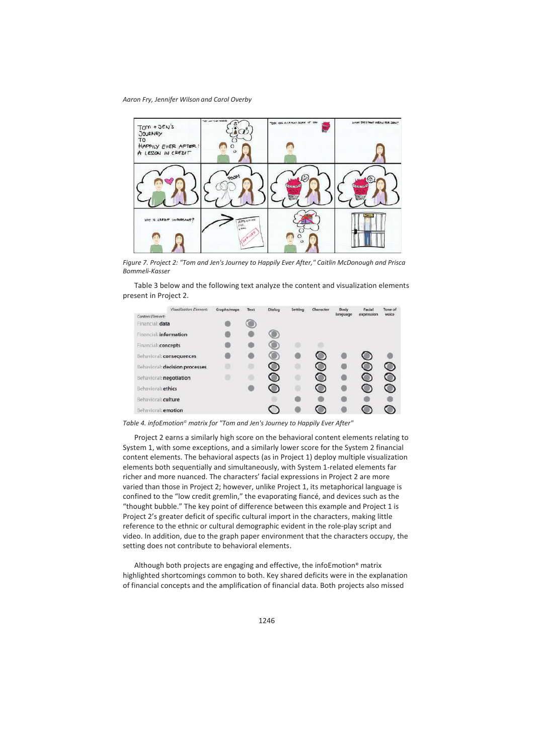Figure 7. Project 2: "Tom and Jen's Journey to Happily Ever After," Caitlin McDonough and Prisca Bommeli-Kasser

Table 3 below and the following text analyze the content and visualization elements present in Project 2.

| Content Element: / Visualization Element: | Graphs/maps | Text | Dialog | Setting | Character | Body language | Facial expression | Tone of voice |
|---|---|---|---|---|---|---|---|---|
| Financial: **data** | ● | ◉ | | | | | | |
| Financial: **information** | ● | ● | ◉ | | | | | |
| Financial: **concepts** | ● | ● | ◉ | ◦ | ◦ | | | |
| Behavioral: **consequences** | ● | ● | ◉ | ● | ◉ | ● | ◉ | ● |
| Behavioral: **decision processes** | ◦ | ◦ | ◉ | ◦ | ◉ | ● | ◉ | ◉ |
| Behavioral: **negotiation** | ◦ | ◦ | ◉ | ◦ | ◉ | ● | ◉ | ◉ |
| Behavioral: **ethics** | | ● | ◉ | ◦ | ◉ | ● | ◉ | ◉ |
| Behavioral: **culture** | | | ◦ | ● | ● | ● | ● | ● |
| Behavioral: **emotion** | | | ○ | ● | ◉ | ● | ◉ | ◉ |

*Table 4. infoEmotion© matrix for "Tom and Jen's Journey to Happily Ever After"*

Project 2 earns a similarly high score on the behavioral content elements relating to System 1, with some exceptions, and a similarly lower score for the System 2 financial content elements. The behavioral aspects (as in Project 1) deploy multiple visualization elements both sequentially and simultaneously, with System 1-related elements far richer and more nuanced. The characters' facial expressions in Project 2 are more varied than those in Project 2; however, unlike Project 1, its metaphorical language is confined to the "low credit gremlin," the evaporating fiancé, and devices such as the "thought bubble." The key point of difference between this example and Project 1 is Project 2's greater deficit of specific cultural import in the characters, making little reference to the ethnic or cultural demographic evident in the role-play script and video. In addition, due to the graph paper environment that the characters occupy, the setting does not contribute to behavioral elements.

Although both projects are engaging and effective, the infoEmotion® matrix highlighted shortcomings common to both. Key shared deficits were in the explanation of financial concepts and the amplification of financial data. Both projects also missed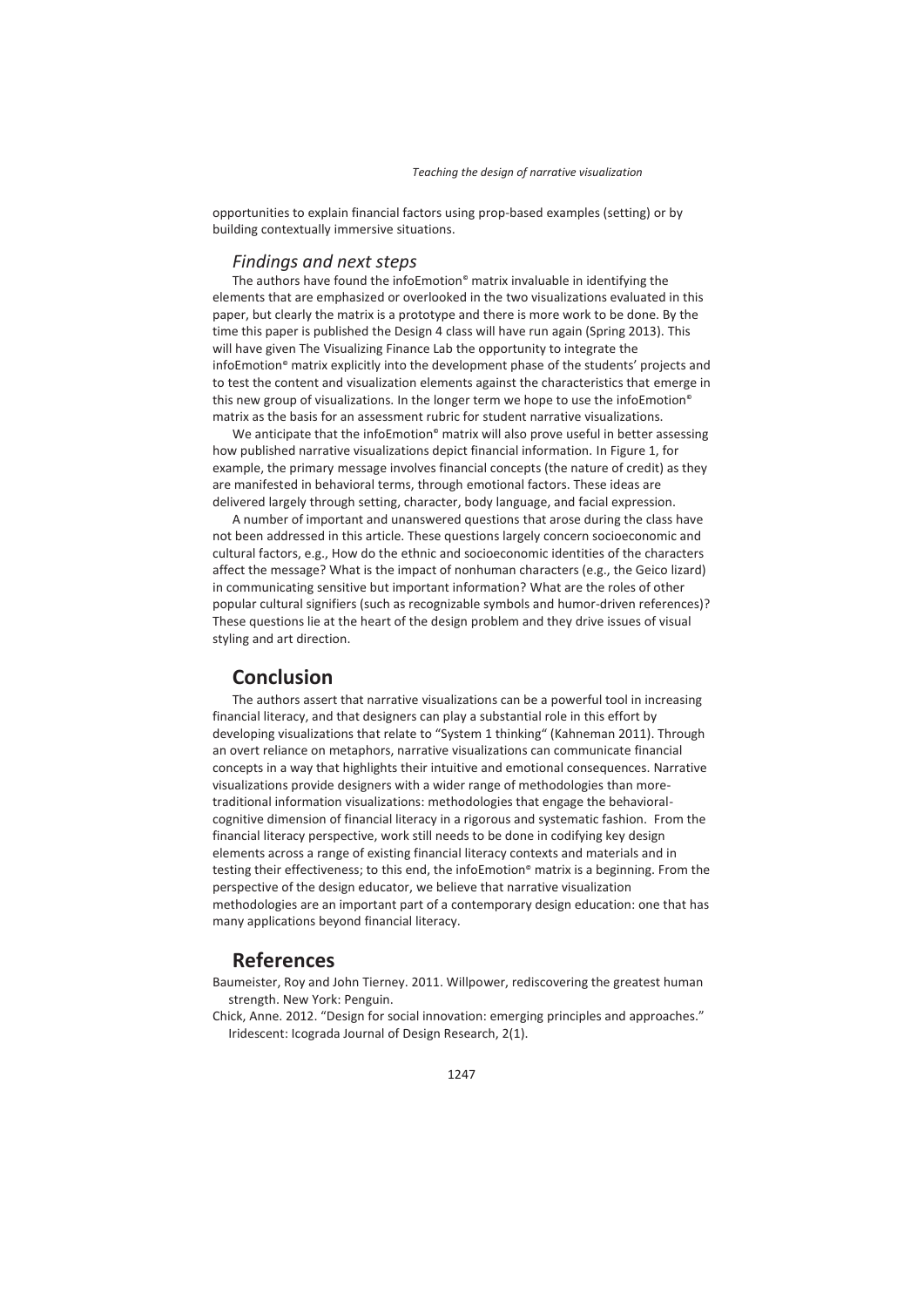opportunities to explain financial factors using prop-based examples (setting) or by building contextually immersive situations.

### Findings and next steps

The authors have found the infoEmotion© matrix invaluable in identifying the elements that are emphasized or overlooked in the two visualizations evaluated in this paper, but clearly the matrix is a prototype and there is more work to be done. By the time this paper is published the Design 4 class will have run again (Spring 2013). This will have given The Visualizing Finance Lab the opportunity to integrate the infoEmotion© matrix explicitly into the development phase of the students' projects and to test the content and visualization elements against the characteristics that emerge in this new group of visualizations. In the longer term we hope to use the infoEmotion© matrix as the basis for an assessment rubric for student narrative visualizations.

We anticipate that the infoEmotion© matrix will also prove useful in better assessing how published narrative visualizations depict financial information. In Figure 1, for example, the primary message involves financial concepts (the nature of credit) as they are manifested in behavioral terms, through emotional factors. These ideas are delivered largely through setting, character, body language, and facial expression.

A number of important and unanswered questions that arose during the class have not been addressed in this article. These questions largely concern socioeconomic and cultural factors, e.g., How do the ethnic and socioeconomic identities of the characters affect the message? What is the impact of nonhuman characters (e.g., the Geico lizard) in communicating sensitive but important information? What are the roles of other popular cultural signifiers (such as recognizable symbols and humor-driven references)? These questions lie at the heart of the design problem and they drive issues of visual styling and art direction.

## Conclusion

The authors assert that narrative visualizations can be a powerful tool in increasing financial literacy, and that designers can play a substantial role in this effort by developing visualizations that relate to "System 1 thinking" (Kahneman 2011). Through an overt reliance on metaphors, narrative visualizations can communicate financial concepts in a way that highlights their intuitive and emotional consequences. Narrative visualizations provide designers with a wider range of methodologies than more-traditional information visualizations: methodologies that engage the behavioral-cognitive dimension of financial literacy in a rigorous and systematic fashion. From the financial literacy perspective, work still needs to be done in codifying key design elements across a range of existing financial literacy contexts and materials and in testing their effectiveness; to this end, the infoEmotion© matrix is a beginning. From the perspective of the design educator, we believe that narrative visualization methodologies are an important part of a contemporary design education: one that has many applications beyond financial literacy.

## References

Baumeister, Roy and John Tierney. 2011. Willpower, rediscovering the greatest human strength. New York: Penguin.

Chick, Anne. 2012. "Design for social innovation: emerging principles and approaches." Iridescent: Icograda Journal of Design Research, 2(1).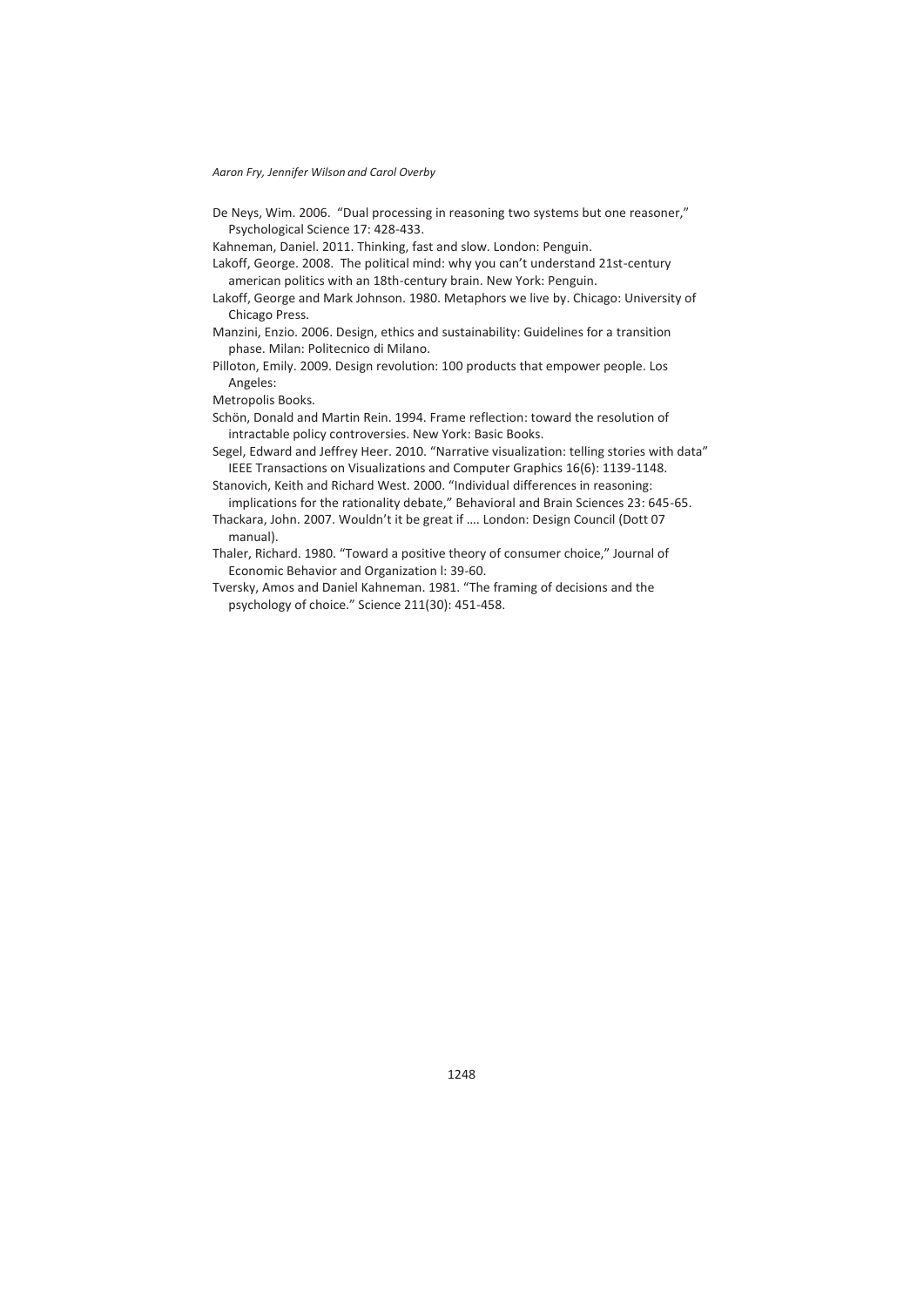De Neys, Wim. 2006. "Dual processing in reasoning two systems but one reasoner," Psychological Science 17: 428-433.

Kahneman, Daniel. 2011. Thinking, fast and slow. London: Penguin.

Lakoff, George. 2008. The political mind: why you can't understand 21st-century american politics with an 18th-century brain. New York: Penguin.

Lakoff, George and Mark Johnson. 1980. Metaphors we live by. Chicago: University of Chicago Press.

Manzini, Enzio. 2006. Design, ethics and sustainability: Guidelines for a transition phase. Milan: Politecnico di Milano.

Pilloton, Emily. 2009. Design revolution: 100 products that empower people. Los Angeles:

Metropolis Books.

Schön, Donald and Martin Rein. 1994. Frame reflection: toward the resolution of intractable policy controversies. New York: Basic Books.

Segel, Edward and Jeffrey Heer. 2010. "Narrative visualization: telling stories with data" IEEE Transactions on Visualizations and Computer Graphics 16(6): 1139-1148.

Stanovich, Keith and Richard West. 2000. "Individual differences in reasoning: implications for the rationality debate," Behavioral and Brain Sciences 23: 645-65.

Thackara, John. 2007. Wouldn't it be great if …. London: Design Council (Dott 07 manual).

Thaler, Richard. 1980. "Toward a positive theory of consumer choice," Journal of Economic Behavior and Organization l: 39-60.

Tversky, Amos and Daniel Kahneman. 1981. "The framing of decisions and the psychology of choice." Science 211(30): 451-458.